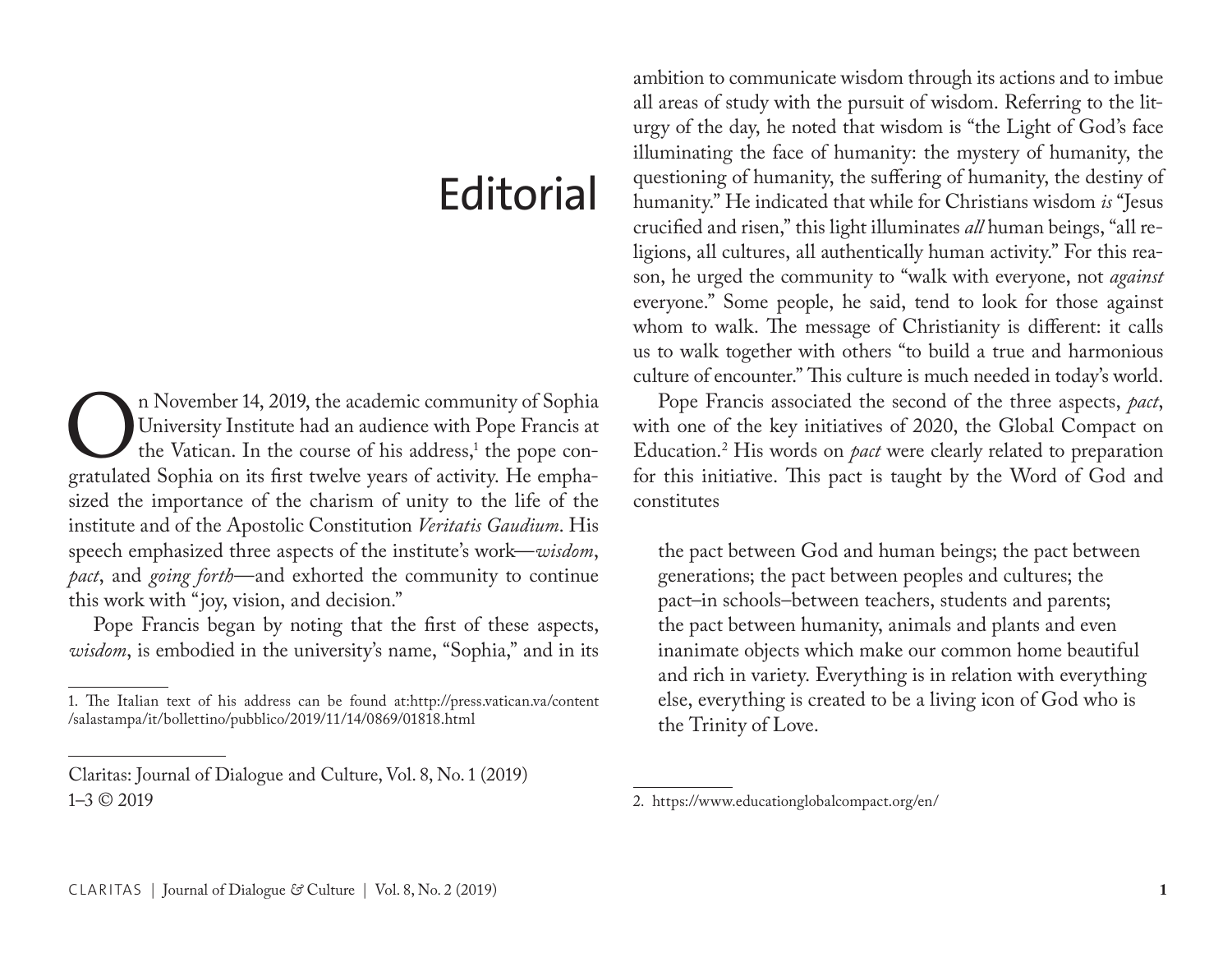# Editorial

On November 14, 2019, the academic community of Sophia University Institute had an audience with Pope Francis at the Vatican. In the course of his address,[1] the pope congratulated Sophia on its first twelve years of activity. He emphasized the importance of the charism of unity to the life of the institute and of the Apostolic Constitution *Veritatis Gaudium*. His speech emphasized three aspects of the institute's work—*wisdom*, *pact*, and *going forth*—and exhorted the community to continue this work with "joy, vision, and decision."

Pope Francis began by noting that the first of these aspects, *wisdom*, is embodied in the university's name, "Sophia," and in its ambition to communicate wisdom through its actions and to imbue all areas of study with the pursuit of wisdom. Referring to the liturgy of the day, he noted that wisdom is "the Light of God's face illuminating the face of humanity: the mystery of humanity, the questioning of humanity, the suffering of humanity, the destiny of humanity." He indicated that while for Christians wisdom *is* "Jesus crucified and risen," this light illuminates *all* human beings, "all religions, all cultures, all authentically human activity." For this reason, he urged the community to "walk with everyone, not *against* everyone." Some people, he said, tend to look for those against whom to walk. The message of Christianity is different: it calls us to walk together with others "to build a true and harmonious culture of encounter." This culture is much needed in today's world.

Pope Francis associated the second of the three aspects, *pact*, with one of the key initiatives of 2020, the Global Compact on Education.[2] His words on *pact* were clearly related to preparation for this initiative. This pact is taught by the Word of God and constitutes

> the pact between God and human beings; the pact between generations; the pact between peoples and cultures; the pact–in schools–between teachers, students and parents; the pact between humanity, animals and plants and even inanimate objects which make our common home beautiful and rich in variety. Everything is in relation with everything else, everything is created to be a living icon of God who is the Trinity of Love.

---

1. The Italian text of his address can be found at:http://press.vatican.va/content/salastampa/it/bollettino/pubblico/2019/11/14/0869/01818.html

2. https://www.educationglobalcompact.org/en/

Claritas: Journal of Dialogue and Culture, Vol. 8, No. 1 (2019) 1–3 © 2019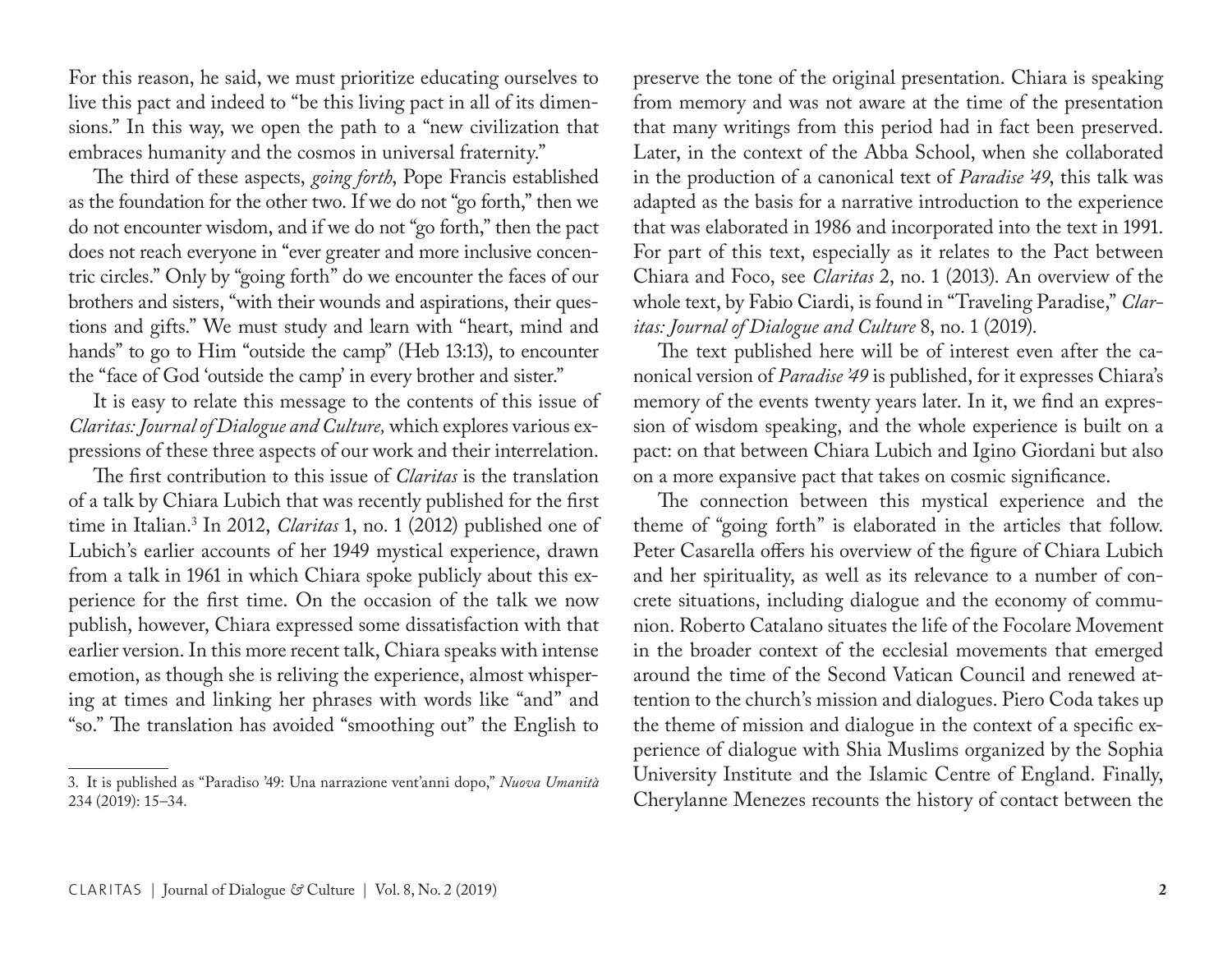For this reason, he said, we must prioritize educating ourselves to live this pact and indeed to "be this living pact in all of its dimensions." In this way, we open the path to a "new civilization that embraces humanity and the cosmos in universal fraternity."

The third of these aspects, *going forth*, Pope Francis established as the foundation for the other two. If we do not "go forth," then we do not encounter wisdom, and if we do not "go forth," then the pact does not reach everyone in "ever greater and more inclusive concentric circles." Only by "going forth" do we encounter the faces of our brothers and sisters, "with their wounds and aspirations, their questions and gifts." We must study and learn with "heart, mind and hands" to go to Him "outside the camp" (Heb 13:13), to encounter the "face of God 'outside the camp' in every brother and sister."

It is easy to relate this message to the contents of this issue of *Claritas: Journal of Dialogue and Culture,* which explores various expressions of these three aspects of our work and their interrelation.

The first contribution to this issue of *Claritas* is the translation of a talk by Chiara Lubich that was recently published for the first time in Italian.[3] In 2012, *Claritas* 1, no. 1 (2012) published one of Lubich's earlier accounts of her 1949 mystical experience, drawn from a talk in 1961 in which Chiara spoke publicly about this experience for the first time. On the occasion of the talk we now publish, however, Chiara expressed some dissatisfaction with that earlier version. In this more recent talk, Chiara speaks with intense emotion, as though she is reliving the experience, almost whispering at times and linking her phrases with words like "and" and "so." The translation has avoided "smoothing out" the English to preserve the tone of the original presentation. Chiara is speaking from memory and was not aware at the time of the presentation that many writings from this period had in fact been preserved. Later, in the context of the Abba School, when she collaborated in the production of a canonical text of *Paradise '49*, this talk was adapted as the basis for a narrative introduction to the experience that was elaborated in 1986 and incorporated into the text in 1991. For part of this text, especially as it relates to the Pact between Chiara and Foco, see *Claritas* 2, no. 1 (2013). An overview of the whole text, by Fabio Ciardi, is found in "Traveling Paradise," *Claritas: Journal of Dialogue and Culture* 8, no. 1 (2019).

The text published here will be of interest even after the canonical version of *Paradise '49* is published, for it expresses Chiara's memory of the events twenty years later. In it, we find an expression of wisdom speaking, and the whole experience is built on a pact: on that between Chiara Lubich and Igino Giordani but also on a more expansive pact that takes on cosmic significance.

The connection between this mystical experience and the theme of "going forth" is elaborated in the articles that follow. Peter Casarella offers his overview of the figure of Chiara Lubich and her spirituality, as well as its relevance to a number of concrete situations, including dialogue and the economy of communion. Roberto Catalano situates the life of the Focolare Movement in the broader context of the ecclesial movements that emerged around the time of the Second Vatican Council and renewed attention to the church's mission and dialogues. Piero Coda takes up the theme of mission and dialogue in the context of a specific experience of dialogue with Shia Muslims organized by the Sophia University Institute and the Islamic Centre of England. Finally, Cherylanne Menezes recounts the history of contact between the

---

3. It is published as "Paradiso '49: Una narrazione vent'anni dopo," *Nuova Umanità* 234 (2019): 15–34.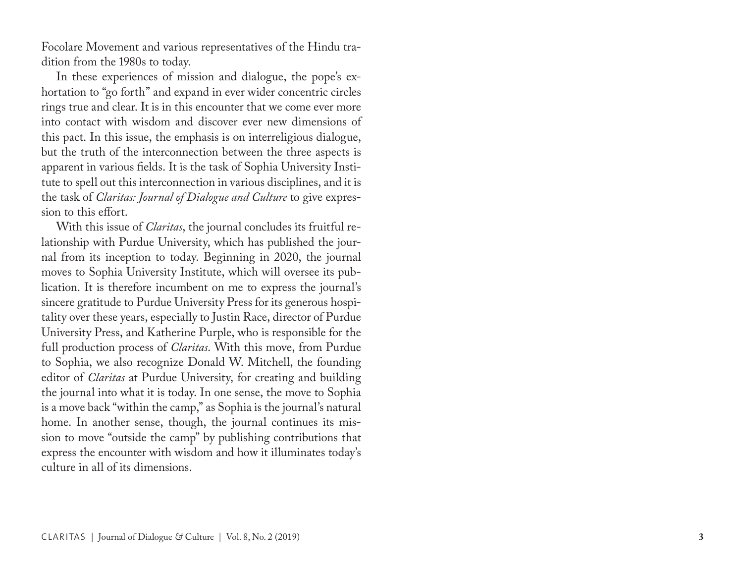Focolare Movement and various representatives of the Hindu tradition from the 1980s to today.

In these experiences of mission and dialogue, the pope's exhortation to "go forth" and expand in ever wider concentric circles rings true and clear. It is in this encounter that we come ever more into contact with wisdom and discover ever new dimensions of this pact. In this issue, the emphasis is on interreligious dialogue, but the truth of the interconnection between the three aspects is apparent in various fields. It is the task of Sophia University Institute to spell out this interconnection in various disciplines, and it is the task of *Claritas: Journal of Dialogue and Culture* to give expression to this effort.

With this issue of *Claritas*, the journal concludes its fruitful relationship with Purdue University, which has published the journal from its inception to today. Beginning in 2020, the journal moves to Sophia University Institute, which will oversee its publication. It is therefore incumbent on me to express the journal's sincere gratitude to Purdue University Press for its generous hospitality over these years, especially to Justin Race, director of Purdue University Press, and Katherine Purple, who is responsible for the full production process of *Claritas*. With this move, from Purdue to Sophia, we also recognize Donald W. Mitchell, the founding editor of *Claritas* at Purdue University, for creating and building the journal into what it is today. In one sense, the move to Sophia is a move back "within the camp," as Sophia is the journal's natural home. In another sense, though, the journal continues its mission to move "outside the camp" by publishing contributions that express the encounter with wisdom and how it illuminates today's culture in all of its dimensions.